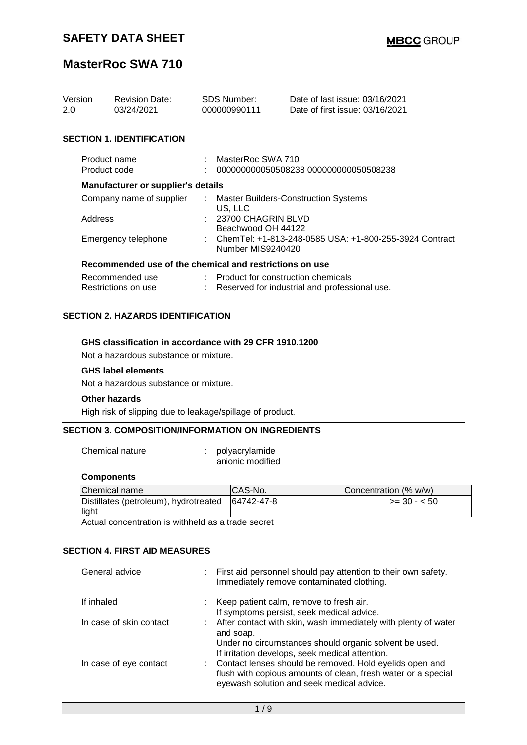# SAFETY DATA SHEET

MBCC GROUP

# MasterRoc SWA 710

| Version | Revision Date: | SDS Number: | Date of last issue: 03/16/2021 |
|---|---|---|---|
| 2.0 | 03/24/2021 | 000000990111 | Date of first issue: 03/16/2021 |

## SECTION 1. IDENTIFICATION

Product name : MasterRoc SWA 710
Product code : 000000000050508238 000000000050508238

### Manufacturer or supplier's details

Company name of supplier : Master Builders-Construction Systems US, LLC
Address : 23700 CHAGRIN BLVD Beachwood OH 44122
Emergency telephone : ChemTel: +1-813-248-0585 USA: +1-800-255-3924 Contract Number MIS9240420

### Recommended use of the chemical and restrictions on use

Recommended use : Product for construction chemicals
Restrictions on use : Reserved for industrial and professional use.

## SECTION 2. HAZARDS IDENTIFICATION

### GHS classification in accordance with 29 CFR 1910.1200

Not a hazardous substance or mixture.

### GHS label elements

Not a hazardous substance or mixture.

### Other hazards

High risk of slipping due to leakage/spillage of product.

## SECTION 3. COMPOSITION/INFORMATION ON INGREDIENTS

Chemical nature : polyacrylamide anionic modified

### Components

| Chemical name | CAS-No. | Concentration (% w/w) |
|---|---|---|
| Distillates (petroleum), hydrotreated light | 64742-47-8 | >= 30 - < 50 |

Actual concentration is withheld as a trade secret

## SECTION 4. FIRST AID MEASURES

General advice : First aid personnel should pay attention to their own safety. Immediately remove contaminated clothing.

If inhaled : Keep patient calm, remove to fresh air. If symptoms persist, seek medical advice.

In case of skin contact : After contact with skin, wash immediately with plenty of water and soap. Under no circumstances should organic solvent be used. If irritation develops, seek medical attention.

In case of eye contact : Contact lenses should be removed. Hold eyelids open and flush with copious amounts of clean, fresh water or a special eyewash solution and seek medical advice.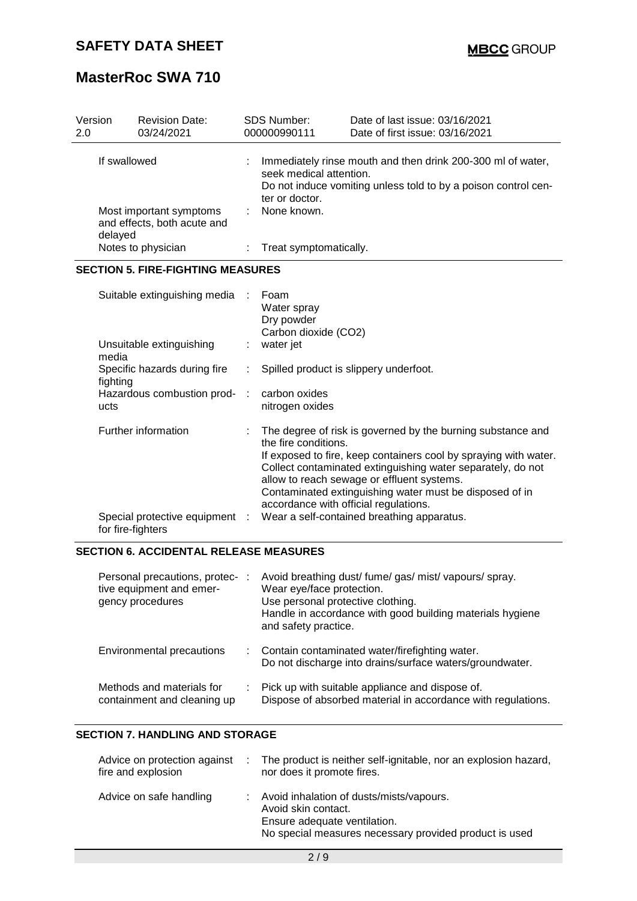| Version | Revision Date: | SDS Number: | Date of last issue: 03/16/2021 |
|---|---|---|---|
| 2.0 | 03/24/2021 | 000000990111 | Date of first issue: 03/16/2021 |

| | | |
|---|---|---|
| If swallowed | : | Immediately rinse mouth and then drink 200-300 ml of water, seek medical attention.<br>Do not induce vomiting unless told to by a poison control center or doctor. |
| Most important symptoms and effects, both acute and delayed | : | None known. |
| Notes to physician | : | Treat symptomatically. |

## SECTION 5. FIRE-FIGHTING MEASURES

| | | |
|---|---|---|
| Suitable extinguishing media | : | Foam<br>Water spray<br>Dry powder<br>Carbon dioxide ($CO_2$) |
| Unsuitable extinguishing media | : | water jet |
| Specific hazards during fire fighting | : | Spilled product is slippery underfoot. |
| Hazardous combustion products | : | carbon oxides<br>nitrogen oxides |
| Further information | : | The degree of risk is governed by the burning substance and the fire conditions.<br>If exposed to fire, keep containers cool by spraying with water.<br>Collect contaminated extinguishing water separately, do not allow to reach sewage or effluent systems.<br>Contaminated extinguishing water must be disposed of in accordance with official regulations. |
| Special protective equipment for fire-fighters | : | Wear a self-contained breathing apparatus. |

## SECTION 6. ACCIDENTAL RELEASE MEASURES

| | | |
|---|---|---|
| Personal precautions, protective equipment and emergency procedures | : | Avoid breathing dust/ fume/ gas/ mist/ vapours/ spray.<br>Wear eye/face protection.<br>Use personal protective clothing.<br>Handle in accordance with good building materials hygiene and safety practice. |
| Environmental precautions | : | Contain contaminated water/firefighting water.<br>Do not discharge into drains/surface waters/groundwater. |
| Methods and materials for containment and cleaning up | : | Pick up with suitable appliance and dispose of.<br>Dispose of absorbed material in accordance with regulations. |

## SECTION 7. HANDLING AND STORAGE

| | | |
|---|---|---|
| Advice on protection against fire and explosion | : | The product is neither self-ignitable, nor an explosion hazard, nor does it promote fires. |
| Advice on safe handling | : | Avoid inhalation of dusts/mists/vapours.<br>Avoid skin contact.<br>Ensure adequate ventilation.<br>No special measures necessary provided product is used |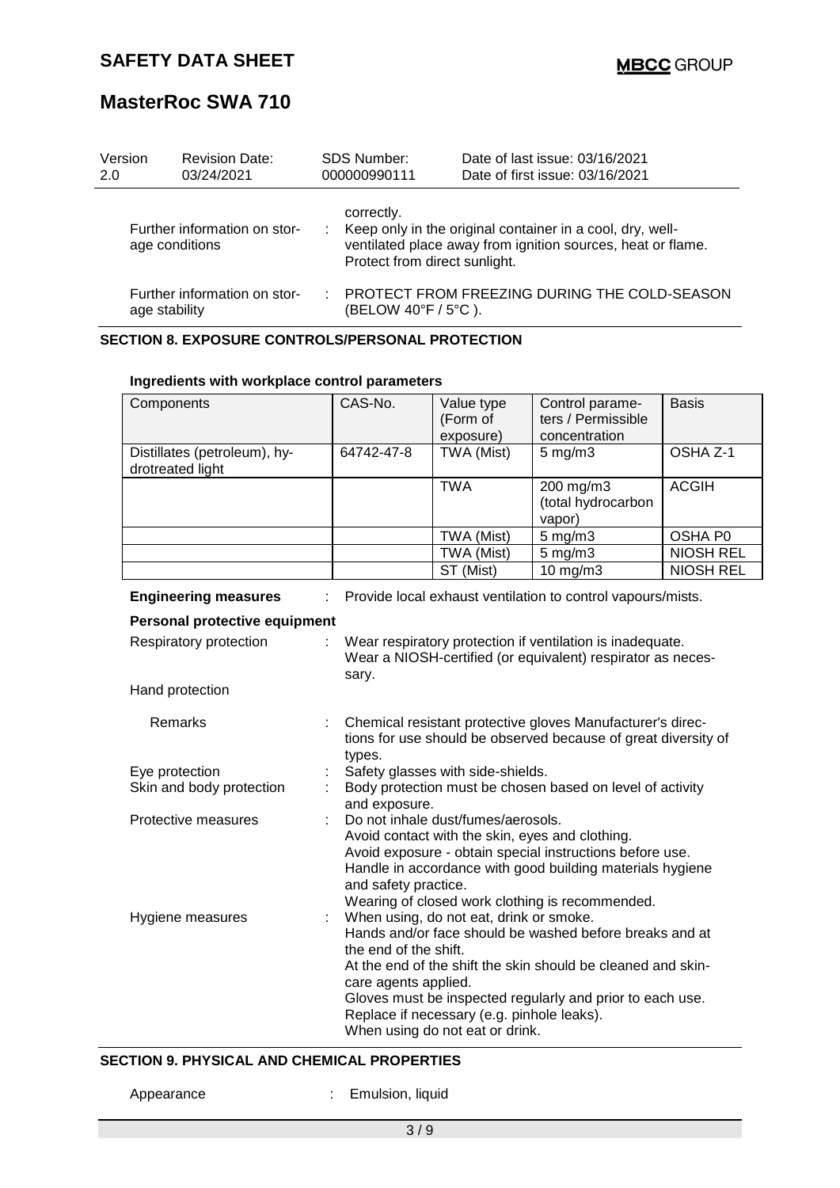correctly.

| | | |
|---|---|---|
| Further information on storage conditions | : | Keep only in the original container in a cool, dry, well-ventilated place away from ignition sources, heat or flame. Protect from direct sunlight. |
| Further information on storage stability | : | PROTECT FROM FREEZING DURING THE COLD-SEASON (BELOW 40°F / 5°C ). |

## SECTION 8. EXPOSURE CONTROLS/PERSONAL PROTECTION

### Ingredients with workplace control parameters

| Components | CAS-No. | Value type (Form of exposure) | Control parameters / Permissible concentration | Basis |
|---|---|---|---|---|
| Distillates (petroleum), hydrotreated light | 64742-47-8 | TWA (Mist) | 5 mg/m3 | OSHA Z-1 |
| | | TWA | 200 mg/m3 (total hydrocarbon vapor) | ACGIH |
| | | TWA (Mist) | 5 mg/m3 | OSHA P0 |
| | | TWA (Mist) | 5 mg/m3 | NIOSH REL |
| | | ST (Mist) | 10 mg/m3 | NIOSH REL |

**Engineering measures** : Provide local exhaust ventilation to control vapours/mists.

**Personal protective equipment**

Respiratory protection : Wear respiratory protection if ventilation is inadequate. Wear a NIOSH-certified (or equivalent) respirator as necessary.

Hand protection

Remarks : Chemical resistant protective gloves Manufacturer's directions for use should be observed because of great diversity of types.

Eye protection : Safety glasses with side-shields.

Skin and body protection : Body protection must be chosen based on level of activity and exposure.

Protective measures : Do not inhale dust/fumes/aerosols.
Avoid contact with the skin, eyes and clothing.
Avoid exposure - obtain special instructions before use.
Handle in accordance with good building materials hygiene and safety practice.
Wearing of closed work clothing is recommended.

Hygiene measures : When using, do not eat, drink or smoke.
Hands and/or face should be washed before breaks and at the end of the shift.
At the end of the shift the skin should be cleaned and skin-care agents applied.
Gloves must be inspected regularly and prior to each use.
Replace if necessary (e.g. pinhole leaks).
When using do not eat or drink.

## SECTION 9. PHYSICAL AND CHEMICAL PROPERTIES

Appearance : Emulsion, liquid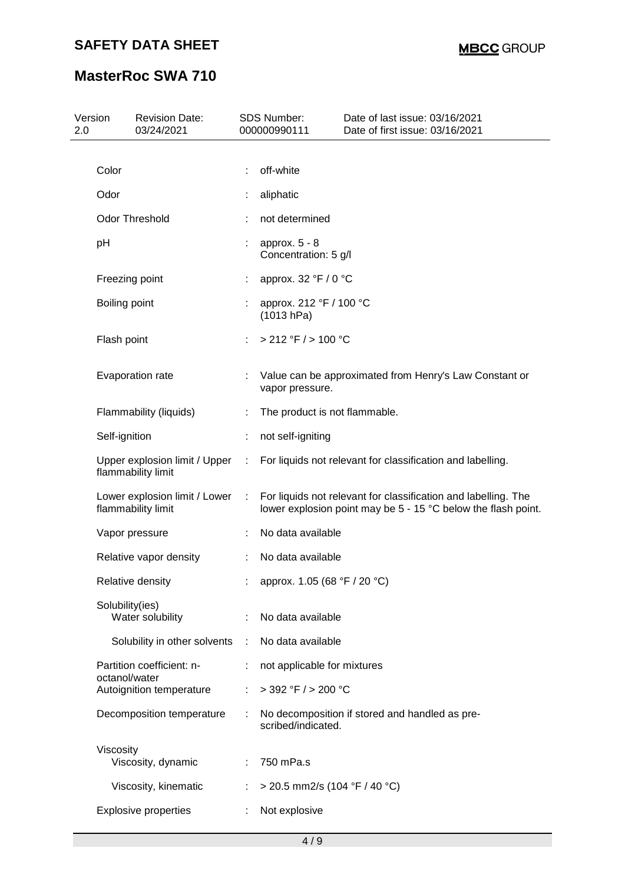| Property | | Value |
|---|---|---|
| Color | : | off-white |
| Odor | : | aliphatic |
| Odor Threshold | : | not determined |
| pH | : | approx. 5 - 8<br>Concentration: 5 g/l |
| Freezing point | : | approx. 32 °F / 0 °C |
| Boiling point | : | approx. 212 °F / 100 °C<br>(1013 hPa) |
| Flash point | : | > 212 °F / > 100 °C |
| Evaporation rate | : | Value can be approximated from Henry's Law Constant or vapor pressure. |
| Flammability (liquids) | : | The product is not flammable. |
| Self-ignition | : | not self-igniting |
| Upper explosion limit / Upper flammability limit | : | For liquids not relevant for classification and labelling. |
| Lower explosion limit / Lower flammability limit | : | For liquids not relevant for classification and labelling. The lower explosion point may be 5 - 15 °C below the flash point. |
| Vapor pressure | : | No data available |
| Relative vapor density | : | No data available |
| Relative density | : | approx. 1.05 (68 °F / 20 °C) |
| Solubility(ies)<br>Water solubility | : | No data available |
| Solubility in other solvents | : | No data available |
| Partition coefficient: n-octanol/water | : | not applicable for mixtures |
| Autoignition temperature | : | > 392 °F / > 200 °C |
| Decomposition temperature | : | No decomposition if stored and handled as prescribed/indicated. |
| Viscosity<br>Viscosity, dynamic | : | 750 mPa.s |
| Viscosity, kinematic | : | > 20.5 mm2/s (104 °F / 40 °C) |
| Explosive properties | : | Not explosive |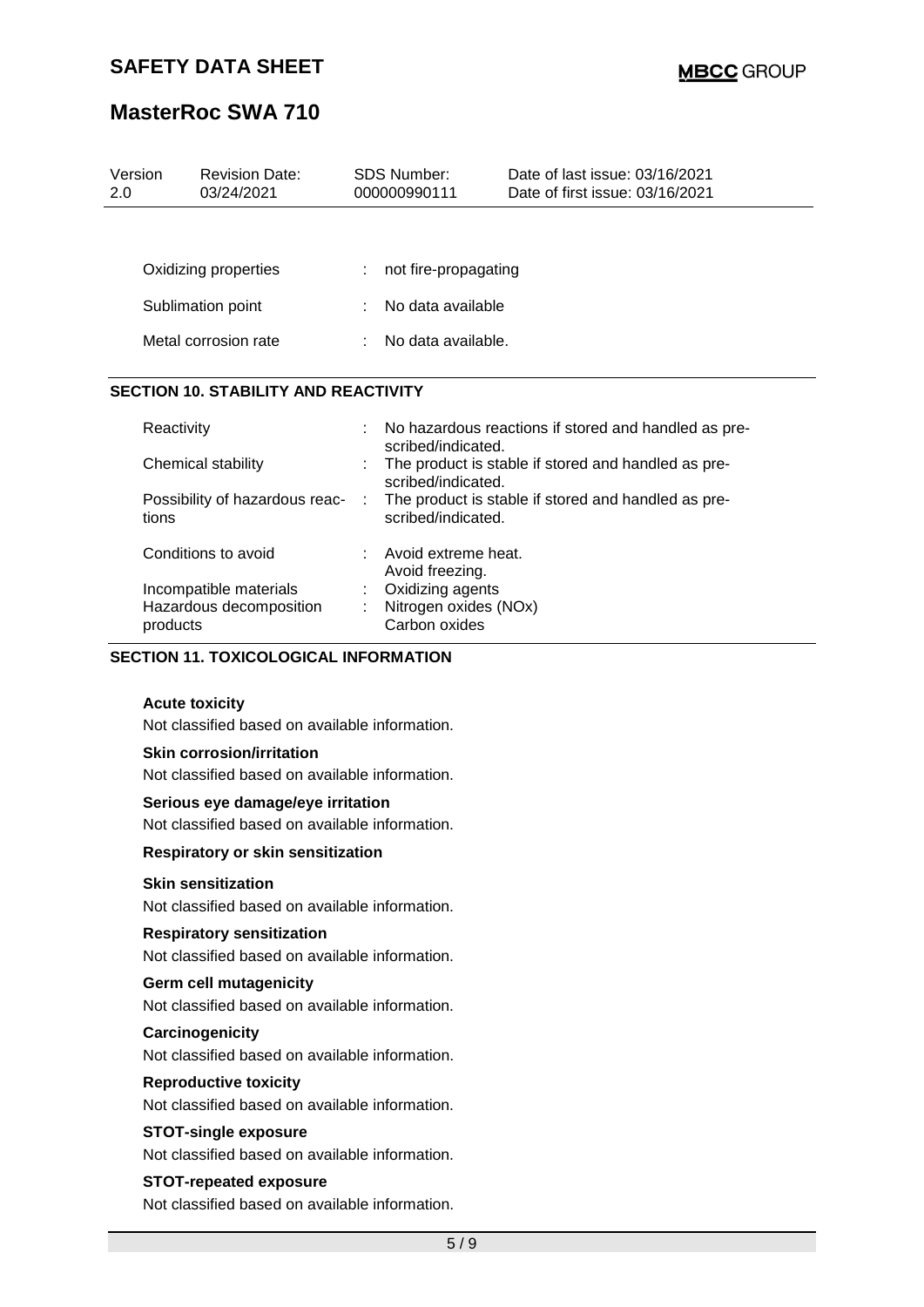| Version | Revision Date: | SDS Number: | Date of last issue: 03/16/2021 |
| --- | --- | --- | --- |
| 2.0 | 03/24/2021 | 000000990111 | Date of first issue: 03/16/2021 |

| | | |
| --- | --- | --- |
| Oxidizing properties | : | not fire-propagating |
| Sublimation point | : | No data available |
| Metal corrosion rate | : | No data available. |

## SECTION 10. STABILITY AND REACTIVITY

| | | |
| --- | --- | --- |
| Reactivity | : | No hazardous reactions if stored and handled as prescribed/indicated. |
| Chemical stability | : | The product is stable if stored and handled as prescribed/indicated. |
| Possibility of hazardous reactions | : | The product is stable if stored and handled as prescribed/indicated. |
| Conditions to avoid | : | Avoid extreme heat.<br>Avoid freezing. |
| Incompatible materials | : | Oxidizing agents |
| Hazardous decomposition products | : | Nitrogen oxides (NOx)<br>Carbon oxides |

## SECTION 11. TOXICOLOGICAL INFORMATION

**Acute toxicity**

Not classified based on available information.

**Skin corrosion/irritation**

Not classified based on available information.

**Serious eye damage/eye irritation**

Not classified based on available information.

**Respiratory or skin sensitization**

**Skin sensitization**

Not classified based on available information.

**Respiratory sensitization**

Not classified based on available information.

**Germ cell mutagenicity**

Not classified based on available information.

**Carcinogenicity**

Not classified based on available information.

**Reproductive toxicity**

Not classified based on available information.

**STOT-single exposure**

Not classified based on available information.

**STOT-repeated exposure**

Not classified based on available information.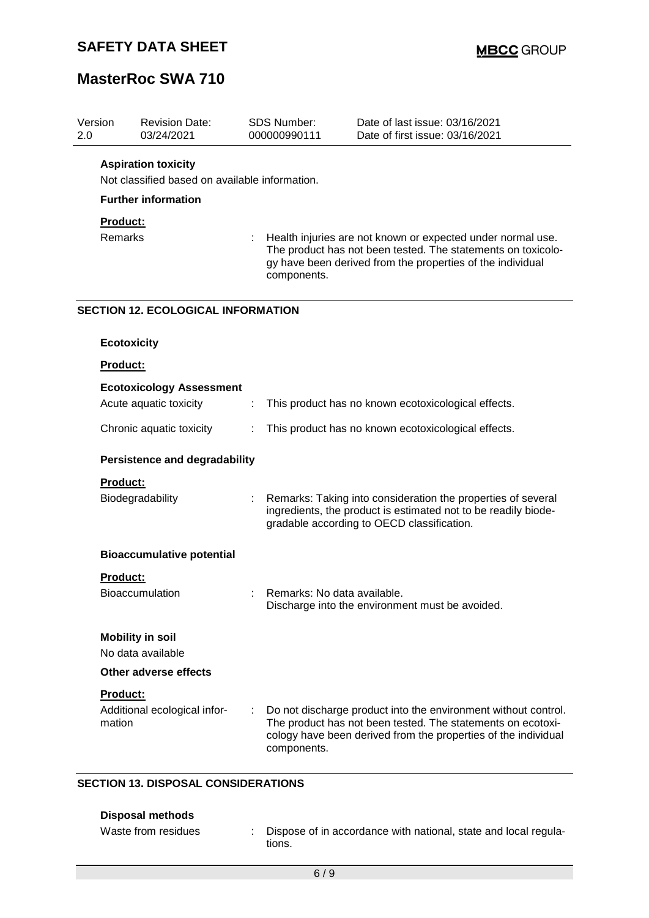**Aspiration toxicity**

Not classified based on available information.

**Further information**

**Product:**

| | | |
|---|---|---|
| Remarks | : | Health injuries are not known or expected under normal use. The product has not been tested. The statements on toxicology have been derived from the properties of the individual components. |

## SECTION 12. ECOLOGICAL INFORMATION

**Ecotoxicity**

**Product:**

**Ecotoxicology Assessment**

| | | |
|---|---|---|
| Acute aquatic toxicity | : | This product has no known ecotoxicological effects. |
| Chronic aquatic toxicity | : | This product has no known ecotoxicological effects. |

**Persistence and degradability**

**Product:**

| | | |
|---|---|---|
| Biodegradability | : | Remarks: Taking into consideration the properties of several ingredients, the product is estimated not to be readily biodegradable according to OECD classification. |

**Bioaccumulative potential**

**Product:**

| | | |
|---|---|---|
| Bioaccumulation | : | Remarks: No data available.<br>Discharge into the environment must be avoided. |

**Mobility in soil**

No data available

**Other adverse effects**

**Product:**

| | | |
|---|---|---|
| Additional ecological information | : | Do not discharge product into the environment without control. The product has not been tested. The statements on ecotoxicology have been derived from the properties of the individual components. |

## SECTION 13. DISPOSAL CONSIDERATIONS

**Disposal methods**

| | | |
|---|---|---|
| Waste from residues | : | Dispose of in accordance with national, state and local regulations. |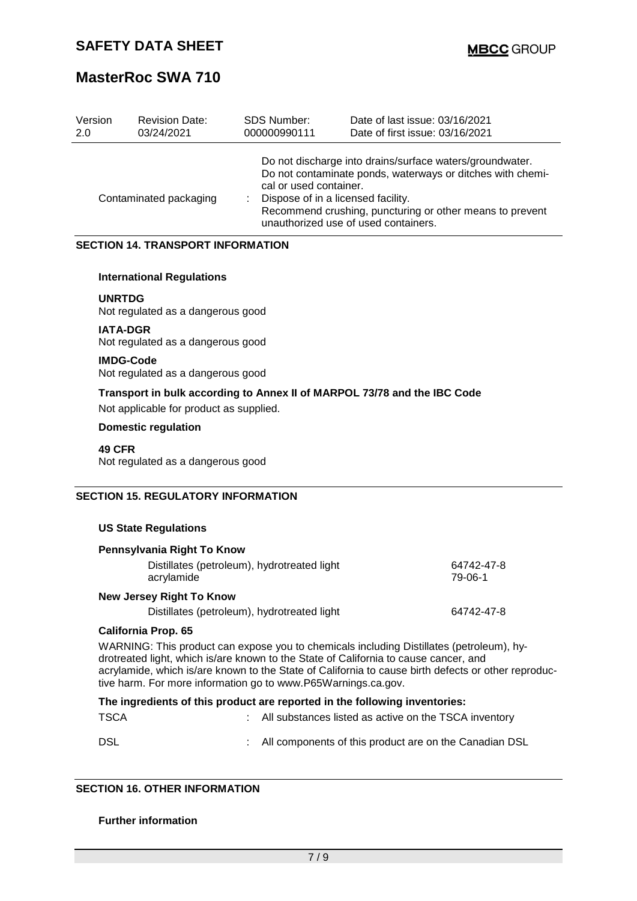| Version | Revision Date: | SDS Number: | Date of last issue: 03/16/2021 |
|---|---|---|---|
| 2.0 | 03/24/2021 | 000000990111 | Date of first issue: 03/16/2021 |

Do not discharge into drains/surface waters/groundwater.
Do not contaminate ponds, waterways or ditches with chemical or used container.

Contaminated packaging : Dispose of in a licensed facility.
Recommend crushing, puncturing or other means to prevent unauthorized use of used containers.

## SECTION 14. TRANSPORT INFORMATION

**International Regulations**

**UNRTDG**
Not regulated as a dangerous good

**IATA-DGR**
Not regulated as a dangerous good

**IMDG-Code**
Not regulated as a dangerous good

**Transport in bulk according to Annex II of MARPOL 73/78 and the IBC Code**

Not applicable for product as supplied.

**Domestic regulation**

**49 CFR**
Not regulated as a dangerous good

## SECTION 15. REGULATORY INFORMATION

**US State Regulations**

**Pennsylvania Right To Know**

| | |
|---|---|
| Distillates (petroleum), hydrotreated light | 64742-47-8 |
| acrylamide | 79-06-1 |

**New Jersey Right To Know**

| | |
|---|---|
| Distillates (petroleum), hydrotreated light | 64742-47-8 |

**California Prop. 65**

WARNING: This product can expose you to chemicals including Distillates (petroleum), hydrotreated light, which is/are known to the State of California to cause cancer, and acrylamide, which is/are known to the State of California to cause birth defects or other reproductive harm. For more information go to www.P65Warnings.ca.gov.

**The ingredients of this product are reported in the following inventories:**

TSCA : All substances listed as active on the TSCA inventory

DSL : All components of this product are on the Canadian DSL

## SECTION 16. OTHER INFORMATION

**Further information**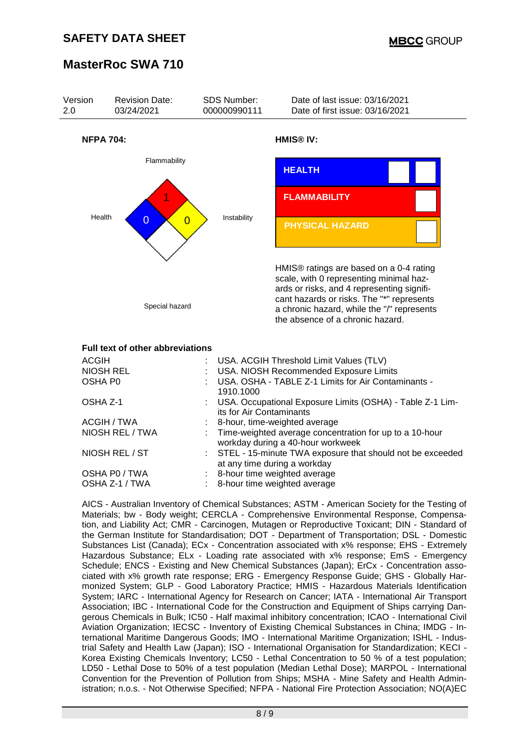**NFPA 704:**

Flammability: 1

Health: 0

Instability: 0

Special hazard

**HMIS® IV:**

| HEALTH | |
|---|---|
| FLAMMABILITY | |
| PHYSICAL HAZARD | |

HMIS® ratings are based on a 0-4 rating scale, with 0 representing minimal hazards or risks, and 4 representing significant hazards or risks. The "*" represents a chronic hazard, while the "/" represents the absence of a chronic hazard.

**Full text of other abbreviations**

| | | |
|---|---|---|
| ACGIH | : | USA. ACGIH Threshold Limit Values (TLV) |
| NIOSH REL | : | USA. NIOSH Recommended Exposure Limits |
| OSHA P0 | : | USA. OSHA - TABLE Z-1 Limits for Air Contaminants - 1910.1000 |
| OSHA Z-1 | : | USA. Occupational Exposure Limits (OSHA) - Table Z-1 Limits for Air Contaminants |
| ACGIH / TWA | : | 8-hour, time-weighted average |
| NIOSH REL / TWA | : | Time-weighted average concentration for up to a 10-hour workday during a 40-hour workweek |
| NIOSH REL / ST | : | STEL - 15-minute TWA exposure that should not be exceeded at any time during a workday |
| OSHA P0 / TWA | : | 8-hour time weighted average |
| OSHA Z-1 / TWA | : | 8-hour time weighted average |

AICS - Australian Inventory of Chemical Substances; ASTM - American Society for the Testing of Materials; bw - Body weight; CERCLA - Comprehensive Environmental Response, Compensation, and Liability Act; CMR - Carcinogen, Mutagen or Reproductive Toxicant; DIN - Standard of the German Institute for Standardisation; DOT - Department of Transportation; DSL - Domestic Substances List (Canada); ECx - Concentration associated with x% response; EHS - Extremely Hazardous Substance; ELx - Loading rate associated with x% response; EmS - Emergency Schedule; ENCS - Existing and New Chemical Substances (Japan); ErCx - Concentration associated with x% growth rate response; ERG - Emergency Response Guide; GHS - Globally Harmonized System; GLP - Good Laboratory Practice; HMIS - Hazardous Materials Identification System; IARC - International Agency for Research on Cancer; IATA - International Air Transport Association; IBC - International Code for the Construction and Equipment of Ships carrying Dangerous Chemicals in Bulk; IC50 - Half maximal inhibitory concentration; ICAO - International Civil Aviation Organization; IECSC - Inventory of Existing Chemical Substances in China; IMDG - International Maritime Dangerous Goods; IMO - International Maritime Organization; ISHL - Industrial Safety and Health Law (Japan); ISO - International Organisation for Standardization; KECI - Korea Existing Chemicals Inventory; LC50 - Lethal Concentration to 50 % of a test population; LD50 - Lethal Dose to 50% of a test population (Median Lethal Dose); MARPOL - International Convention for the Prevention of Pollution from Ships; MSHA - Mine Safety and Health Administration; n.o.s. - Not Otherwise Specified; NFPA - National Fire Protection Association; NO(A)EC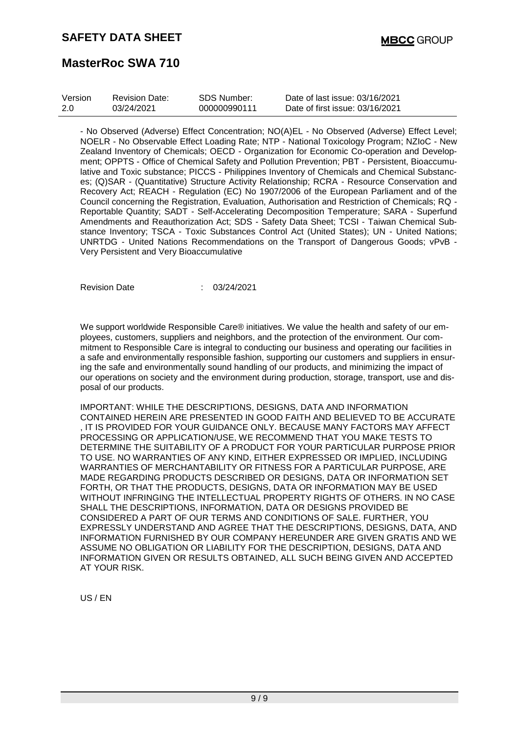- No Observed (Adverse) Effect Concentration; NO(A)EL - No Observed (Adverse) Effect Level; NOELR - No Observable Effect Loading Rate; NTP - National Toxicology Program; NZIoC - New Zealand Inventory of Chemicals; OECD - Organization for Economic Co-operation and Development; OPPTS - Office of Chemical Safety and Pollution Prevention; PBT - Persistent, Bioaccumulative and Toxic substance; PICCS - Philippines Inventory of Chemicals and Chemical Substances; (Q)SAR - (Quantitative) Structure Activity Relationship; RCRA - Resource Conservation and Recovery Act; REACH - Regulation (EC) No 1907/2006 of the European Parliament and of the Council concerning the Registration, Evaluation, Authorisation and Restriction of Chemicals; RQ - Reportable Quantity; SADT - Self-Accelerating Decomposition Temperature; SARA - Superfund Amendments and Reauthorization Act; SDS - Safety Data Sheet; TCSI - Taiwan Chemical Substance Inventory; TSCA - Toxic Substances Control Act (United States); UN - United Nations; UNRTDG - United Nations Recommendations on the Transport of Dangerous Goods; vPvB - Very Persistent and Very Bioaccumulative

Revision Date : 03/24/2021

We support worldwide Responsible Care® initiatives. We value the health and safety of our employees, customers, suppliers and neighbors, and the protection of the environment. Our commitment to Responsible Care is integral to conducting our business and operating our facilities in a safe and environmentally responsible fashion, supporting our customers and suppliers in ensuring the safe and environmentally sound handling of our products, and minimizing the impact of our operations on society and the environment during production, storage, transport, use and disposal of our products.

IMPORTANT: WHILE THE DESCRIPTIONS, DESIGNS, DATA AND INFORMATION CONTAINED HEREIN ARE PRESENTED IN GOOD FAITH AND BELIEVED TO BE ACCURATE , IT IS PROVIDED FOR YOUR GUIDANCE ONLY. BECAUSE MANY FACTORS MAY AFFECT PROCESSING OR APPLICATION/USE, WE RECOMMEND THAT YOU MAKE TESTS TO DETERMINE THE SUITABILITY OF A PRODUCT FOR YOUR PARTICULAR PURPOSE PRIOR TO USE. NO WARRANTIES OF ANY KIND, EITHER EXPRESSED OR IMPLIED, INCLUDING WARRANTIES OF MERCHANTABILITY OR FITNESS FOR A PARTICULAR PURPOSE, ARE MADE REGARDING PRODUCTS DESCRIBED OR DESIGNS, DATA OR INFORMATION SET FORTH, OR THAT THE PRODUCTS, DESIGNS, DATA OR INFORMATION MAY BE USED WITHOUT INFRINGING THE INTELLECTUAL PROPERTY RIGHTS OF OTHERS. IN NO CASE SHALL THE DESCRIPTIONS, INFORMATION, DATA OR DESIGNS PROVIDED BE CONSIDERED A PART OF OUR TERMS AND CONDITIONS OF SALE. FURTHER, YOU EXPRESSLY UNDERSTAND AND AGREE THAT THE DESCRIPTIONS, DESIGNS, DATA, AND INFORMATION FURNISHED BY OUR COMPANY HEREUNDER ARE GIVEN GRATIS AND WE ASSUME NO OBLIGATION OR LIABILITY FOR THE DESCRIPTION, DESIGNS, DATA AND INFORMATION GIVEN OR RESULTS OBTAINED, ALL SUCH BEING GIVEN AND ACCEPTED AT YOUR RISK.

US / EN